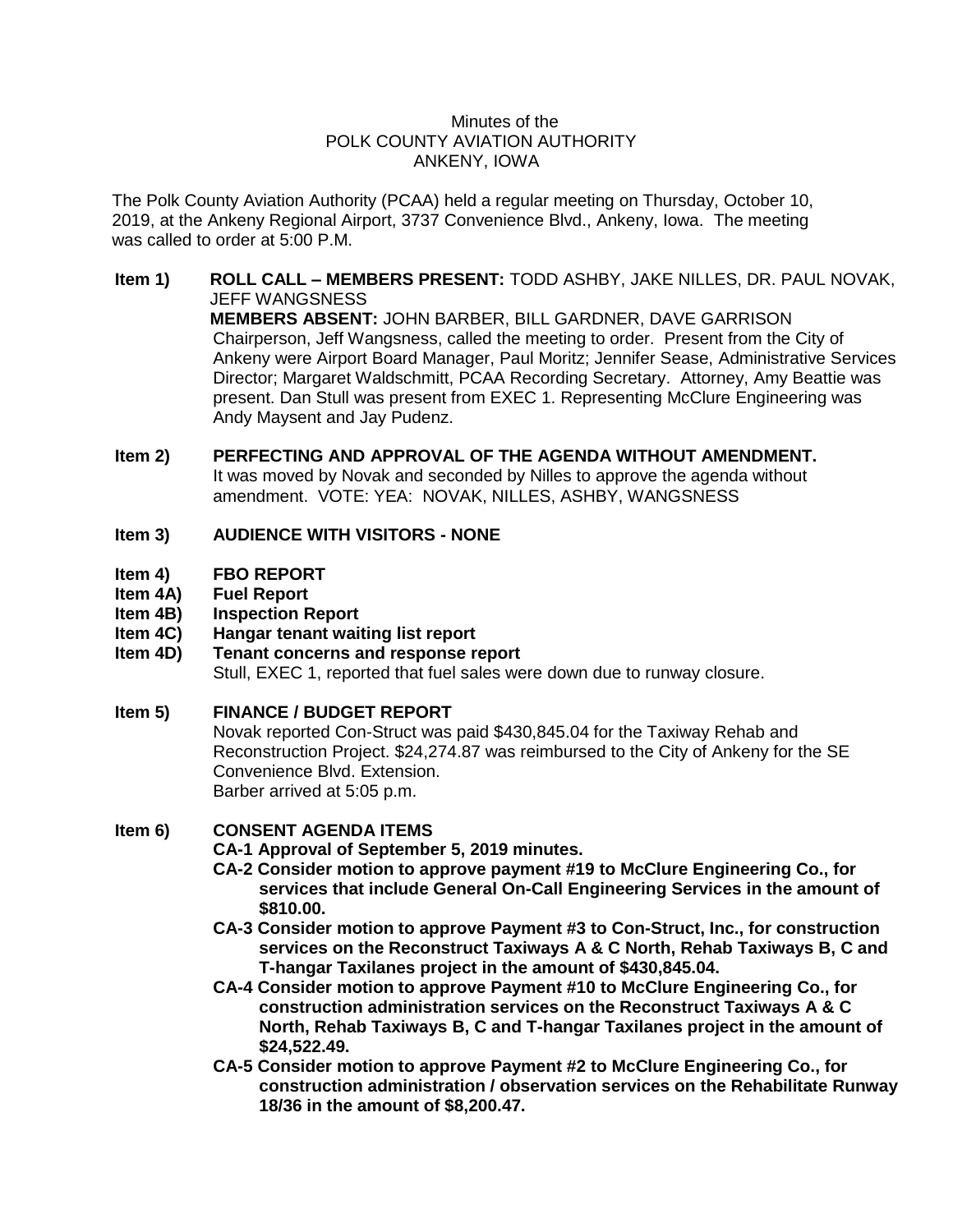Minutes of the
POLK COUNTY AVIATION AUTHORITY
ANKENY, IOWA

The Polk County Aviation Authority (PCAA) held a regular meeting on Thursday, October 10, 2019, at the Ankeny Regional Airport, 3737 Convenience Blvd., Ankeny, Iowa. The meeting was called to order at 5:00 P.M.

**Item 1) ROLL CALL – MEMBERS PRESENT:** TODD ASHBY, JAKE NILLES, DR. PAUL NOVAK, JEFF WANGSNESS

**MEMBERS ABSENT:** JOHN BARBER, BILL GARDNER, DAVE GARRISON

Chairperson, Jeff Wangsness, called the meeting to order. Present from the City of Ankeny were Airport Board Manager, Paul Moritz; Jennifer Sease, Administrative Services Director; Margaret Waldschmitt, PCAA Recording Secretary. Attorney, Amy Beattie was present. Dan Stull was present from EXEC 1. Representing McClure Engineering was Andy Maysent and Jay Pudenz.

**Item 2) PERFECTING AND APPROVAL OF THE AGENDA WITHOUT AMENDMENT.**

It was moved by Novak and seconded by Nilles to approve the agenda without amendment. VOTE: YEA: NOVAK, NILLES, ASHBY, WANGSNESS

**Item 3) AUDIENCE WITH VISITORS - NONE**

**Item 4) FBO REPORT**

**Item 4A) Fuel Report**

**Item 4B) Inspection Report**

**Item 4C) Hangar tenant waiting list report**

**Item 4D) Tenant concerns and response report**

Stull, EXEC 1, reported that fuel sales were down due to runway closure.

**Item 5) FINANCE / BUDGET REPORT**

Novak reported Con-Struct was paid $430,845.04 for the Taxiway Rehab and Reconstruction Project. $24,274.87 was reimbursed to the City of Ankeny for the SE Convenience Blvd. Extension.

Barber arrived at 5:05 p.m.

**Item 6) CONSENT AGENDA ITEMS**

- **CA-1 Approval of September 5, 2019 minutes.**
- **CA-2 Consider motion to approve payment #19 to McClure Engineering Co., for services that include General On-Call Engineering Services in the amount of $810.00.**
- **CA-3 Consider motion to approve Payment #3 to Con-Struct, Inc., for construction services on the Reconstruct Taxiways A & C North, Rehab Taxiways B, C and T-hangar Taxilanes project in the amount of $430,845.04.**
- **CA-4 Consider motion to approve Payment #10 to McClure Engineering Co., for construction administration services on the Reconstruct Taxiways A & C North, Rehab Taxiways B, C and T-hangar Taxilanes project in the amount of $24,522.49.**
- **CA-5 Consider motion to approve Payment #2 to McClure Engineering Co., for construction administration / observation services on the Rehabilitate Runway 18/36 in the amount of $8,200.47.**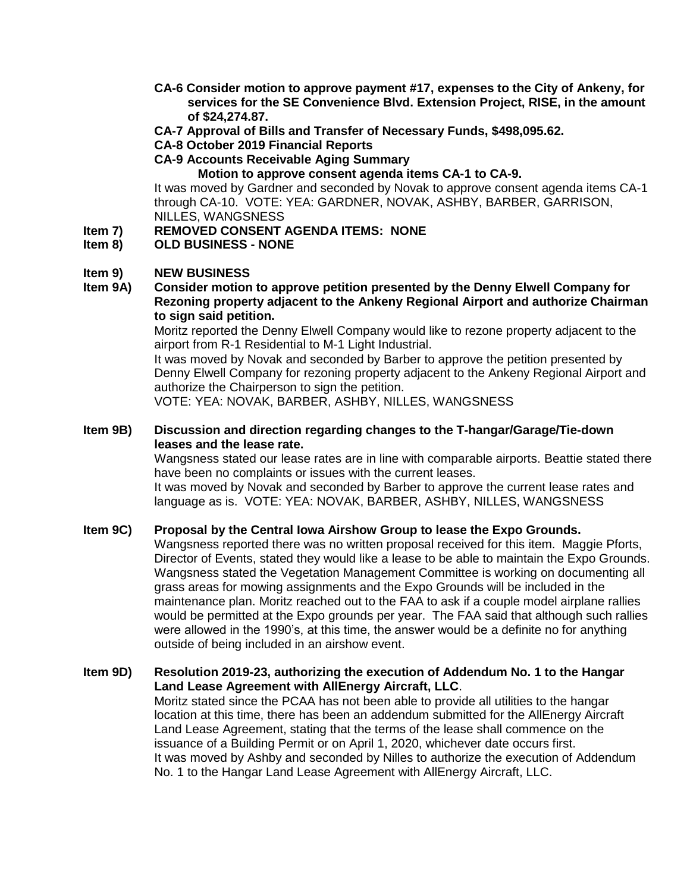**CA-6 Consider motion to approve payment #17, expenses to the City of Ankeny, for services for the SE Convenience Blvd. Extension Project, RISE, in the amount of $24,274.87.**

**CA-7 Approval of Bills and Transfer of Necessary Funds, $498,095.62.**

**CA-8 October 2019 Financial Reports**

**CA-9 Accounts Receivable Aging Summary**

**Motion to approve consent agenda items CA-1 to CA-9.**

It was moved by Gardner and seconded by Novak to approve consent agenda items CA-1 through CA-10. VOTE: YEA: GARDNER, NOVAK, ASHBY, BARBER, GARRISON, NILLES, WANGSNESS

**Item 7) REMOVED CONSENT AGENDA ITEMS: NONE**

**Item 8) OLD BUSINESS - NONE**

**Item 9) NEW BUSINESS**

**Item 9A) Consider motion to approve petition presented by the Denny Elwell Company for Rezoning property adjacent to the Ankeny Regional Airport and authorize Chairman to sign said petition.**

Moritz reported the Denny Elwell Company would like to rezone property adjacent to the airport from R-1 Residential to M-1 Light Industrial.

It was moved by Novak and seconded by Barber to approve the petition presented by Denny Elwell Company for rezoning property adjacent to the Ankeny Regional Airport and authorize the Chairperson to sign the petition.

VOTE: YEA: NOVAK, BARBER, ASHBY, NILLES, WANGSNESS

**Item 9B) Discussion and direction regarding changes to the T-hangar/Garage/Tie-down leases and the lease rate.**

Wangsness stated our lease rates are in line with comparable airports. Beattie stated there have been no complaints or issues with the current leases.

It was moved by Novak and seconded by Barber to approve the current lease rates and language as is. VOTE: YEA: NOVAK, BARBER, ASHBY, NILLES, WANGSNESS

**Item 9C) Proposal by the Central Iowa Airshow Group to lease the Expo Grounds.**

Wangsness reported there was no written proposal received for this item. Maggie Pforts, Director of Events, stated they would like a lease to be able to maintain the Expo Grounds. Wangsness stated the Vegetation Management Committee is working on documenting all grass areas for mowing assignments and the Expo Grounds will be included in the maintenance plan. Moritz reached out to the FAA to ask if a couple model airplane rallies would be permitted at the Expo grounds per year. The FAA said that although such rallies were allowed in the 1990's, at this time, the answer would be a definite no for anything outside of being included in an airshow event.

**Item 9D) Resolution 2019-23, authorizing the execution of Addendum No. 1 to the Hangar Land Lease Agreement with AllEnergy Aircraft, LLC.**

Moritz stated since the PCAA has not been able to provide all utilities to the hangar location at this time, there has been an addendum submitted for the AllEnergy Aircraft Land Lease Agreement, stating that the terms of the lease shall commence on the issuance of a Building Permit or on April 1, 2020, whichever date occurs first.

It was moved by Ashby and seconded by Nilles to authorize the execution of Addendum No. 1 to the Hangar Land Lease Agreement with AllEnergy Aircraft, LLC.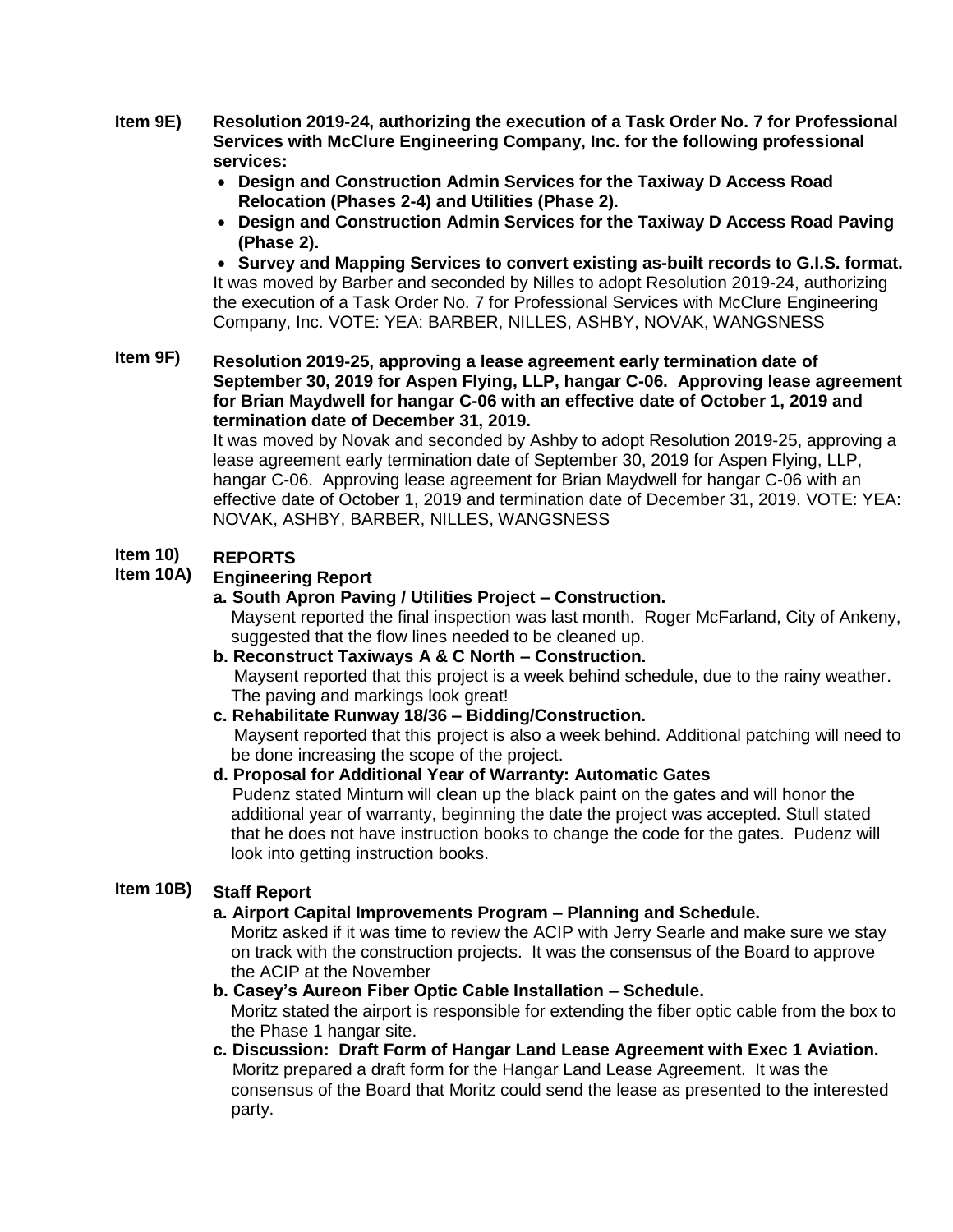**Item 9E) Resolution 2019-24, authorizing the execution of a Task Order No. 7 for Professional Services with McClure Engineering Company, Inc. for the following professional services:**

- **Design and Construction Admin Services for the Taxiway D Access Road Relocation (Phases 2-4) and Utilities (Phase 2).**
- **Design and Construction Admin Services for the Taxiway D Access Road Paving (Phase 2).**
- **Survey and Mapping Services to convert existing as-built records to G.I.S. format.**

It was moved by Barber and seconded by Nilles to adopt Resolution 2019-24, authorizing the execution of a Task Order No. 7 for Professional Services with McClure Engineering Company, Inc. VOTE: YEA: BARBER, NILLES, ASHBY, NOVAK, WANGSNESS

**Item 9F) Resolution 2019-25, approving a lease agreement early termination date of September 30, 2019 for Aspen Flying, LLP, hangar C-06. Approving lease agreement for Brian Maydwell for hangar C-06 with an effective date of October 1, 2019 and termination date of December 31, 2019.**

It was moved by Novak and seconded by Ashby to adopt Resolution 2019-25, approving a lease agreement early termination date of September 30, 2019 for Aspen Flying, LLP, hangar C-06. Approving lease agreement for Brian Maydwell for hangar C-06 with an effective date of October 1, 2019 and termination date of December 31, 2019. VOTE: YEA: NOVAK, ASHBY, BARBER, NILLES, WANGSNESS

**Item 10) REPORTS**

**Item 10A) Engineering Report**

**a. South Apron Paving / Utilities Project – Construction.**
Maysent reported the final inspection was last month. Roger McFarland, City of Ankeny, suggested that the flow lines needed to be cleaned up.

**b. Reconstruct Taxiways A & C North – Construction.**
Maysent reported that this project is a week behind schedule, due to the rainy weather. The paving and markings look great!

**c. Rehabilitate Runway 18/36 – Bidding/Construction.**
Maysent reported that this project is also a week behind. Additional patching will need to be done increasing the scope of the project.

**d. Proposal for Additional Year of Warranty: Automatic Gates**
Pudenz stated Minturn will clean up the black paint on the gates and will honor the additional year of warranty, beginning the date the project was accepted. Stull stated that he does not have instruction books to change the code for the gates. Pudenz will look into getting instruction books.

**Item 10B) Staff Report**

**a. Airport Capital Improvements Program – Planning and Schedule.**
Moritz asked if it was time to review the ACIP with Jerry Searle and make sure we stay on track with the construction projects. It was the consensus of the Board to approve the ACIP at the November

**b. Casey's Aureon Fiber Optic Cable Installation – Schedule.**
Moritz stated the airport is responsible for extending the fiber optic cable from the box to the Phase 1 hangar site.

**c. Discussion: Draft Form of Hangar Land Lease Agreement with Exec 1 Aviation.**
Moritz prepared a draft form for the Hangar Land Lease Agreement. It was the consensus of the Board that Moritz could send the lease as presented to the interested party.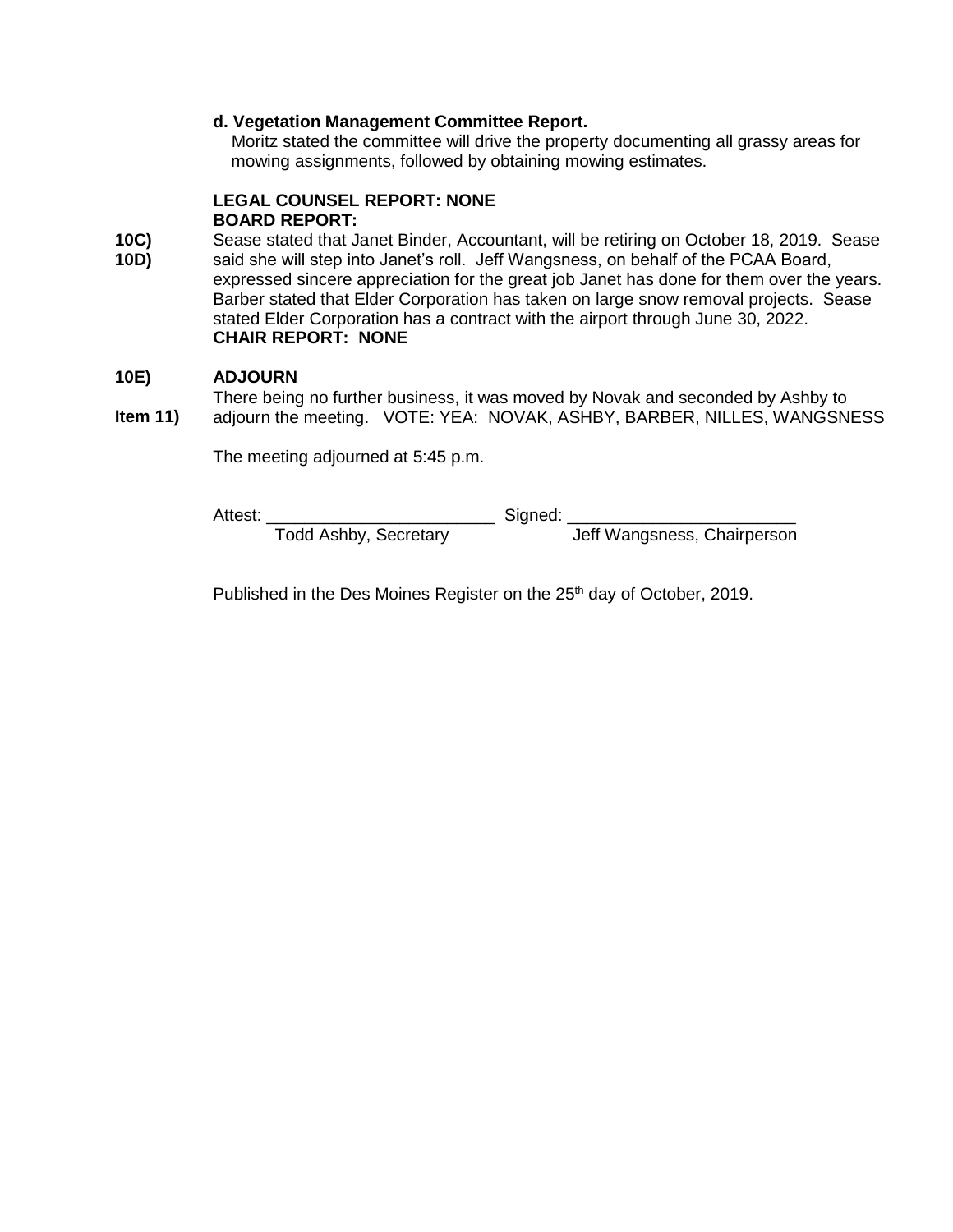**d. Vegetation Management Committee Report.**

Moritz stated the committee will drive the property documenting all grassy areas for mowing assignments, followed by obtaining mowing estimates.

**LEGAL COUNSEL REPORT: NONE**

**BOARD REPORT:**

**10C)**
**10D)**

Sease stated that Janet Binder, Accountant, will be retiring on October 18, 2019. Sease said she will step into Janet's roll. Jeff Wangsness, on behalf of the PCAA Board, expressed sincere appreciation for the great job Janet has done for them over the years. Barber stated that Elder Corporation has taken on large snow removal projects. Sease stated Elder Corporation has a contract with the airport through June 30, 2022.

**CHAIR REPORT: NONE**

**10E) ADJOURN**

**Item 11)**

There being no further business, it was moved by Novak and seconded by Ashby to adjourn the meeting. VOTE: YEA: NOVAK, ASHBY, BARBER, NILLES, WANGSNESS

The meeting adjourned at 5:45 p.m.

Attest: ________________________ Signed: ________________________
Todd Ashby, Secretary Jeff Wangsness, Chairperson

Published in the Des Moines Register on the 25th day of October, 2019.